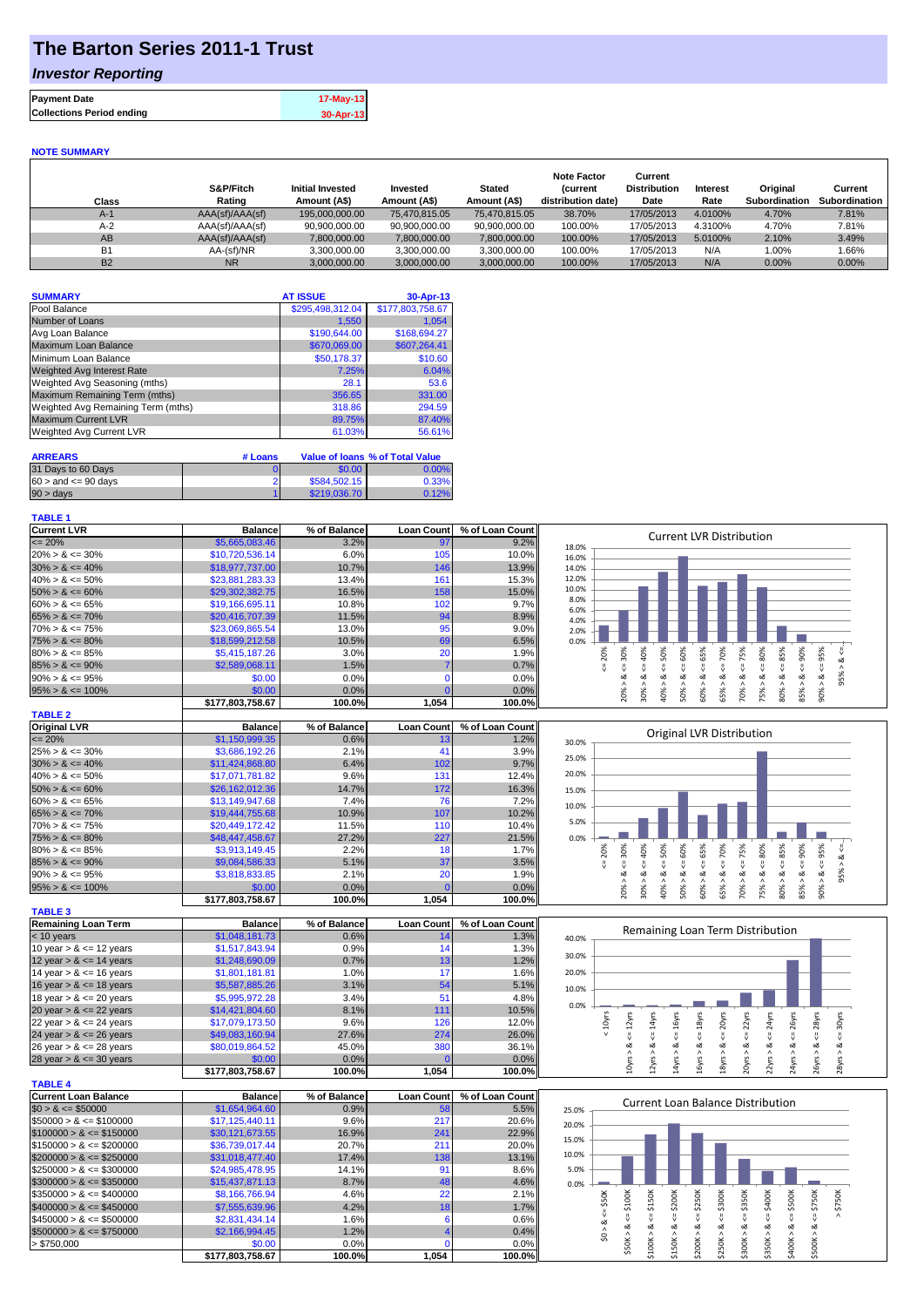# The Barton Series 2011-1 Trust

## *Investor Reporting*

| | |
|---|---|
| **Payment Date** | 17-May-13 |
| **Collections Period ending** | 30-Apr-13 |

**NOTE SUMMARY**

| Class | S&P/Fitch Rating | Initial Invested Amount (A$) | Invested Amount (A$) | Stated Amount (A$) | Note Factor (current distribution date) | Current Distribution Date | Interest Rate | Original Subordination | Current Subordination |
|---|---|---|---|---|---|---|---|---|---|
| A-1 | AAA(sf)/AAA(sf) | 195,000,000.00 | 75,470,815.05 | 75,470,815.05 | 38.70% | 17/05/2013 | 4.0100% | 4.70% | 7.81% |
| A-2 | AAA(sf)/AAA(sf) | 90,900,000.00 | 90,900,000.00 | 90,900,000.00 | 100.00% | 17/05/2013 | 4.3100% | 4.70% | 7.81% |
| AB | AAA(sf)/AAA(sf) | 7,800,000.00 | 7,800,000.00 | 7,800,000.00 | 100.00% | 17/05/2013 | 5.0100% | 2.10% | 3.49% |
| B1 | AA-(sf)/NR | 3,300,000.00 | 3,300,000.00 | 3,300,000.00 | 100.00% | 17/05/2013 | N/A | 1.00% | 1.66% |
| B2 | NR | 3,000,000.00 | 3,000,000.00 | 3,000,000.00 | 100.00% | 17/05/2013 | N/A | 0.00% | 0.00% |

| SUMMARY | AT ISSUE | 30-Apr-13 |
|---|---|---|
| Pool Balance | $295,498,312.04 | $177,803,758.67 |
| Number of Loans | 1,550 | 1,054 |
| Avg Loan Balance | $190,644.00 | $168,694.27 |
| Maximum Loan Balance | $670,069.00 | $607,264.41 |
| Minimum Loan Balance | $50,178.37 | $10.60 |
| Weighted Avg Interest Rate | 7.25% | 6.04% |
| Weighted Avg Seasoning (mths) | 28.1 | 53.6 |
| Maximum Remaining Term (mths) | 356.65 | 331.00 |
| Weighted Avg Remaining Term (mths) | 318.86 | 294.59 |
| Maximum Current LVR | 89.75% | 87.40% |
| Weighted Avg Current LVR | 61.03% | 56.61% |

| ARREARS | # Loans | Value of loans | % of Total Value |
|---|---|---|---|
| 31 Days to 60 Days | 0 | $0.00 | 0.00% |
| 60 > and <= 90 days | 2 | $584,502.15 | 0.33% |
| 90 > days | 1 | $219,036.70 | 0.12% |

**TABLE 1**

| Current LVR | Balance | % of Balance | Loan Count | % of Loan Count |
|---|---|---|---|---|
| <= 20% | $5,665,083.46 | 3.2% | 97 | 9.2% |
| 20% > & <= 30% | $10,720,536.14 | 6.0% | 105 | 10.0% |
| 30% > & <= 40% | $18,977,737.00 | 10.7% | 146 | 13.9% |
| 40% > & <= 50% | $23,881,283.33 | 13.4% | 161 | 15.3% |
| 50% > & <= 60% | $29,302,382.75 | 16.5% | 158 | 15.0% |
| 60% > & <= 65% | $19,166,695.11 | 10.8% | 102 | 9.7% |
| 65% > & <= 70% | $20,416,707.39 | 11.5% | 94 | 8.9% |
| 70% > & <= 75% | $23,069,865.54 | 13.0% | 95 | 9.0% |
| 75% > & <= 80% | $18,599,212.58 | 10.5% | 69 | 6.5% |
| 80% > & <= 85% | $5,415,187.26 | 3.0% | 20 | 1.9% |
| 85% > & <= 90% | $2,589,068.11 | 1.5% | 7 | 0.7% |
| 90% > & <= 95% | $0.00 | 0.0% | 0 | 0.0% |
| 95% > & <= 100% | $0.00 | 0.0% | 0 | 0.0% |
| | $177,803,758.67 | 100.0% | 1,054 | 100.0% |

**TABLE 2**

| Original LVR | Balance | % of Balance | Loan Count | % of Loan Count |
|---|---|---|---|---|
| <= 20% | $1,150,999.35 | 0.6% | 13 | 1.2% |
| 25% > & <= 30% | $3,686,192.26 | 2.1% | 41 | 3.9% |
| 30% > & <= 40% | $11,424,868.80 | 6.4% | 102 | 9.7% |
| 40% > & <= 50% | $17,071,781.82 | 9.6% | 131 | 12.4% |
| 50% > & <= 60% | $26,162,012.36 | 14.7% | 172 | 16.3% |
| 60% > & <= 65% | $13,149,947.68 | 7.4% | 76 | 7.2% |
| 65% > & <= 70% | $19,444,755.68 | 10.9% | 107 | 10.2% |
| 70% > & <= 75% | $20,449,172.42 | 11.5% | 110 | 10.4% |
| 75% > & <= 80% | $48,447,458.67 | 27.2% | 227 | 21.5% |
| 80% > & <= 85% | $3,913,149.45 | 2.2% | 18 | 1.7% |
| 85% > & <= 90% | $9,084,586.33 | 5.1% | 37 | 3.5% |
| 90% > & <= 95% | $3,818,833.85 | 2.1% | 20 | 1.9% |
| 95% > & <= 100% | $0.00 | 0.0% | 0 | 0.0% |
| | $177,803,758.67 | 100.0% | 1,054 | 100.0% |

**TABLE 3**

| Remaining Loan Term | Balance | % of Balance | Loan Count | % of Loan Count |
|---|---|---|---|---|
| < 10 years | $1,048,181.73 | 0.6% | 14 | 1.3% |
| 10 year > & <= 12 years | $1,517,843.94 | 0.9% | 14 | 1.3% |
| 12 year > & <= 14 years | $1,248,690.09 | 0.7% | 13 | 1.2% |
| 14 year > & <= 16 years | $1,801,181.81 | 1.0% | 17 | 1.6% |
| 16 year > & <= 18 years | $5,587,885.26 | 3.1% | 54 | 5.1% |
| 18 year > & <= 20 years | $5,995,972.28 | 3.4% | 51 | 4.8% |
| 20 year > & <= 22 years | $14,421,804.60 | 8.1% | 111 | 10.5% |
| 22 year > & <= 24 years | $17,079,173.50 | 9.6% | 126 | 12.0% |
| 24 year > & <= 26 years | $49,083,160.94 | 27.6% | 274 | 26.0% |
| 26 year > & <= 28 years | $80,019,864.52 | 45.0% | 380 | 36.1% |
| 28 year > & <= 30 years | $0.00 | 0.0% | 0 | 0.0% |
| | $177,803,758.67 | 100.0% | 1,054 | 100.0% |

**TABLE 4**

| Current Loan Balance | Balance | % of Balance | Loan Count | % of Loan Count |
|---|---|---|---|---|
| $0 > & <= $50000 | $1,654,964.60 | 0.9% | 58 | 5.5% |
| $50000 > & <= $100000 | $17,125,440.11 | 9.6% | 217 | 20.6% |
| $100000 > & <= $150000 | $30,121,673.55 | 16.9% | 241 | 22.9% |
| $150000 > & <= $200000 | $36,739,017.44 | 20.7% | 211 | 20.0% |
| $200000 > & <= $250000 | $31,018,477.40 | 17.4% | 138 | 13.1% |
| $250000 > & <= $300000 | $24,985,478.95 | 14.1% | 91 | 8.6% |
| $300000 > & <= $350000 | $15,437,871.13 | 8.7% | 48 | 4.6% |
| $350000 > & <= $400000 | $8,166,766.94 | 4.6% | 22 | 2.1% |
| $400000 > & <= $450000 | $7,555,639.96 | 4.2% | 18 | 1.7% |
| $450000 > & <= $500000 | $2,831,434.14 | 1.6% | 6 | 0.6% |
| $500000 > & <= $750000 | $2,166,994.45 | 1.2% | 4 | 0.4% |
| > $750,000 | $0.00 | 0.0% | 0 | 0.0% |
| | $177,803,758.67 | 100.0% | 1,054 | 100.0% |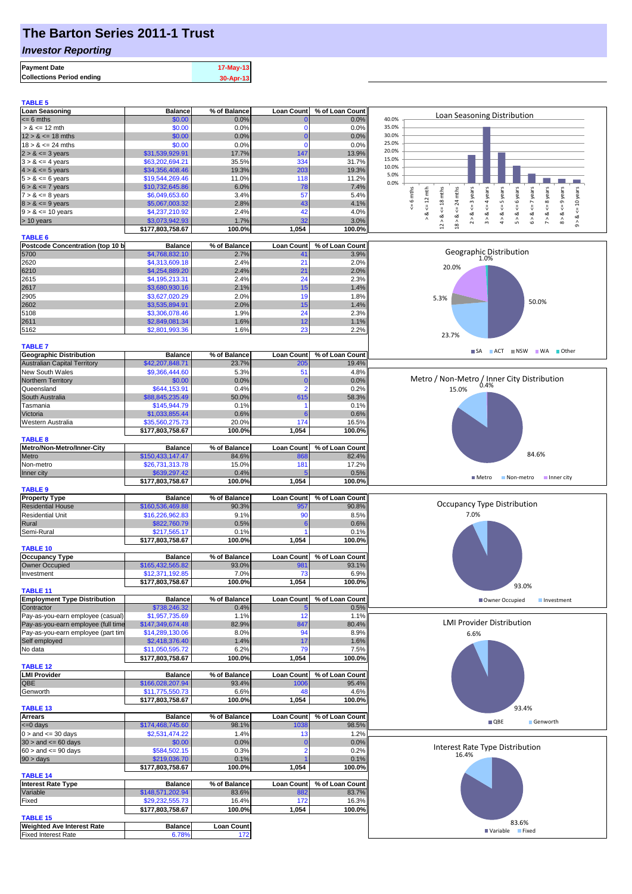# The Barton Series 2011-1 Trust

## *Investor Reporting*

| | |
|---|---|
| **Payment Date** | 17-May-13 |
| **Collections Period ending** | 30-Apr-13 |

**TABLE 5**

| Loan Seasoning | Balance | % of Balance | Loan Count | % of Loan Count |
|---|---|---|---|---|
| <= 6 mths | $0.00 | 0.0% | 0 | 0.0% |
| > & <= 12 mth | $0.00 | 0.0% | 0 | 0.0% |
| 12 > & <= 18 mths | $0.00 | 0.0% | 0 | 0.0% |
| 18 > & <= 24 mths | $0.00 | 0.0% | 0 | 0.0% |
| 2 > & <= 3 years | $31,539,929.91 | 17.7% | 147 | 13.9% |
| 3 > & <= 4 years | $63,202,694.21 | 35.5% | 334 | 31.7% |
| 4 > & <= 5 years | $34,356,408.46 | 19.3% | 203 | 19.3% |
| 5 > & <= 6 years | $19,544,269.46 | 11.0% | 118 | 11.2% |
| 6 > & <= 7 years | $10,732,645.86 | 6.0% | 78 | 7.4% |
| 7 > & <= 8 years | $6,049,653.60 | 3.4% | 57 | 5.4% |
| 8 > & <= 9 years | $5,067,003.32 | 2.8% | 43 | 4.1% |
| 9 > & <= 10 years | $4,237,210.92 | 2.4% | 42 | 4.0% |
| > 10 years | $3,073,942.93 | 1.7% | 32 | 3.0% |
| | $177,803,758.67 | 100.0% | 1,054 | 100.0% |

Loan Seasoning Distribution

40.0%
35.0%
30.0%
25.0%
20.0%
15.0%
10.0%
5.0%
0.0%

<= 6 mths
> & <= 12 mth
12 > & <= 18 mths
18 > & <= 24 mths
2 > & <= 3 years
3 > & <= 4 years
4 > & <= 5 years
5 > & <= 6 years
6 > & <= 7 years
7 > & <= 8 years
8 > & <= 9 years
9 > & <= 10 years

**TABLE 6**

| Postcode Concentration (top 10 by value) | Balance | % of Balance | Loan Count | % of Loan Count |
|---|---|---|---|---|
| 5700 | $4,768,832.10 | 2.7% | 41 | 3.9% |
| 2620 | $4,313,609.18 | 2.4% | 21 | 2.0% |
| 6210 | $4,254,889.20 | 2.4% | 21 | 2.0% |
| 2615 | $4,195,213.31 | 2.4% | 24 | 2.3% |
| 2617 | $3,680,930.16 | 2.1% | 15 | 1.4% |
| 2905 | $3,627,020.29 | 2.0% | 19 | 1.8% |
| 2602 | $3,535,894.91 | 2.0% | 15 | 1.4% |
| 5108 | $3,306,078.46 | 1.9% | 24 | 2.3% |
| 2611 | $2,849,081.34 | 1.6% | 12 | 1.1% |
| 5162 | $2,801,993.36 | 1.6% | 23 | 2.2% |

Geographic Distribution

1.0%
20.0%
5.3%
50.0%
23.7%

SA ACT NSW WA Other

**TABLE 7**

| Geographic Distribution | Balance | % of Balance | Loan Count | % of Loan Count |
|---|---|---|---|---|
| Australian Capital Territory | $42,207,848.71 | 23.7% | 205 | 19.4% |
| New South Wales | $9,366,444.60 | 5.3% | 51 | 4.8% |
| Northern Territory | $0.00 | 0.0% | 0 | 0.0% |
| Queensland | $644,153.91 | 0.4% | 2 | 0.2% |
| South Australia | $88,845,235.49 | 50.0% | 615 | 58.3% |
| Tasmania | $145,944.79 | 0.1% | 1 | 0.1% |
| Victoria | $1,033,855.44 | 0.6% | 6 | 0.6% |
| Western Australia | $35,560,275.73 | 20.0% | 174 | 16.5% |
| | $177,803,758.67 | 100.0% | 1,054 | 100.0% |

Metro / Non-Metro / Inner City Distribution

0.4%
15.0%
84.6%

Metro Non-metro Inner city

**TABLE 8**

| Metro/Non-Metro/Inner-City | Balance | % of Balance | Loan Count | % of Loan Count |
|---|---|---|---|---|
| Metro | $150,433,147.47 | 84.6% | 868 | 82.4% |
| Non-metro | $26,731,313.78 | 15.0% | 181 | 17.2% |
| Inner city | $639,297.42 | 0.4% | 5 | 0.5% |
| | $177,803,758.67 | 100.0% | 1,054 | 100.0% |

**TABLE 9**

| Property Type | Balance | % of Balance | Loan Count | % of Loan Count |
|---|---|---|---|---|
| Residential House | $160,536,469.88 | 90.3% | 957 | 90.8% |
| Residential Unit | $16,226,962.83 | 9.1% | 90 | 8.5% |
| Rural | $822,760.79 | 0.5% | 6 | 0.6% |
| Semi-Rural | $217,565.17 | 0.1% | 1 | 0.1% |
| | $177,803,758.67 | 100.0% | 1,054 | 100.0% |

Occupancy Type Distribution

7.0%
93.0%

Owner Occupied Investment

**TABLE 10**

| Occupancy Type | Balance | % of Balance | Loan Count | % of Loan Count |
|---|---|---|---|---|
| Owner Occupied | $165,432,565.82 | 93.0% | 981 | 93.1% |
| Investment | $12,371,192.85 | 7.0% | 73 | 6.9% |
| | $177,803,758.67 | 100.0% | 1,054 | 100.0% |

**TABLE 11**

| Employment Type Distribution | Balance | % of Balance | Loan Count | % of Loan Count |
|---|---|---|---|---|
| Contractor | $738,246.32 | 0.4% | 5 | 0.5% |
| Pay-as-you-earn employee (casual) | $1,957,735.69 | 1.1% | 12 | 1.1% |
| Pay-as-you-earn employee (full time) | $147,349,674.48 | 82.9% | 847 | 80.4% |
| Pay-as-you-earn employee (part time) | $14,289,130.06 | 8.0% | 94 | 8.9% |
| Self employed | $2,418,376.40 | 1.4% | 17 | 1.6% |
| No data | $11,050,595.72 | 6.2% | 79 | 7.5% |
| | $177,803,758.67 | 100.0% | 1,054 | 100.0% |

LMI Provider Distribution

6.6%
93.4%

QBE Genworth

**TABLE 12**

| LMI Provider | Balance | % of Balance | Loan Count | % of Loan Count |
|---|---|---|---|---|
| QBE | $166,028,207.94 | 93.4% | 1006 | 95.4% |
| Genworth | $11,775,550.73 | 6.6% | 48 | 4.6% |
| | $177,803,758.67 | 100.0% | 1,054 | 100.0% |

**TABLE 13**

| Arrears | Balance | % of Balance | Loan Count | % of Loan Count |
|---|---|---|---|---|
| <=0 days | $174,468,745.60 | 98.1% | 1038 | 98.5% |
| 0 > and <= 30 days | $2,531,474.22 | 1.4% | 13 | 1.2% |
| 30 > and <= 60 days | $0.00 | 0.0% | 0 | 0.0% |
| 60 > and <= 90 days | $584,502.15 | 0.3% | 2 | 0.2% |
| 90 > days | $219,036.70 | 0.1% | 1 | 0.1% |
| | $177,803,758.67 | 100.0% | 1,054 | 100.0% |

Interest Rate Type Distribution

16.4%
83.6%

Variable Fixed

**TABLE 14**

| Interest Rate Type | Balance | % of Balance | Loan Count | % of Loan Count |
|---|---|---|---|---|
| Variable | $148,571,202.94 | 83.6% | 882 | 83.7% |
| Fixed | $29,232,555.73 | 16.4% | 172 | 16.3% |
| | $177,803,758.67 | 100.0% | 1,054 | 100.0% |

**TABLE 15**

| Weighted Ave Interest Rate | Balance | Loan Count |
|---|---|---|
| Fixed Interest Rate | 6.78% | 172 |